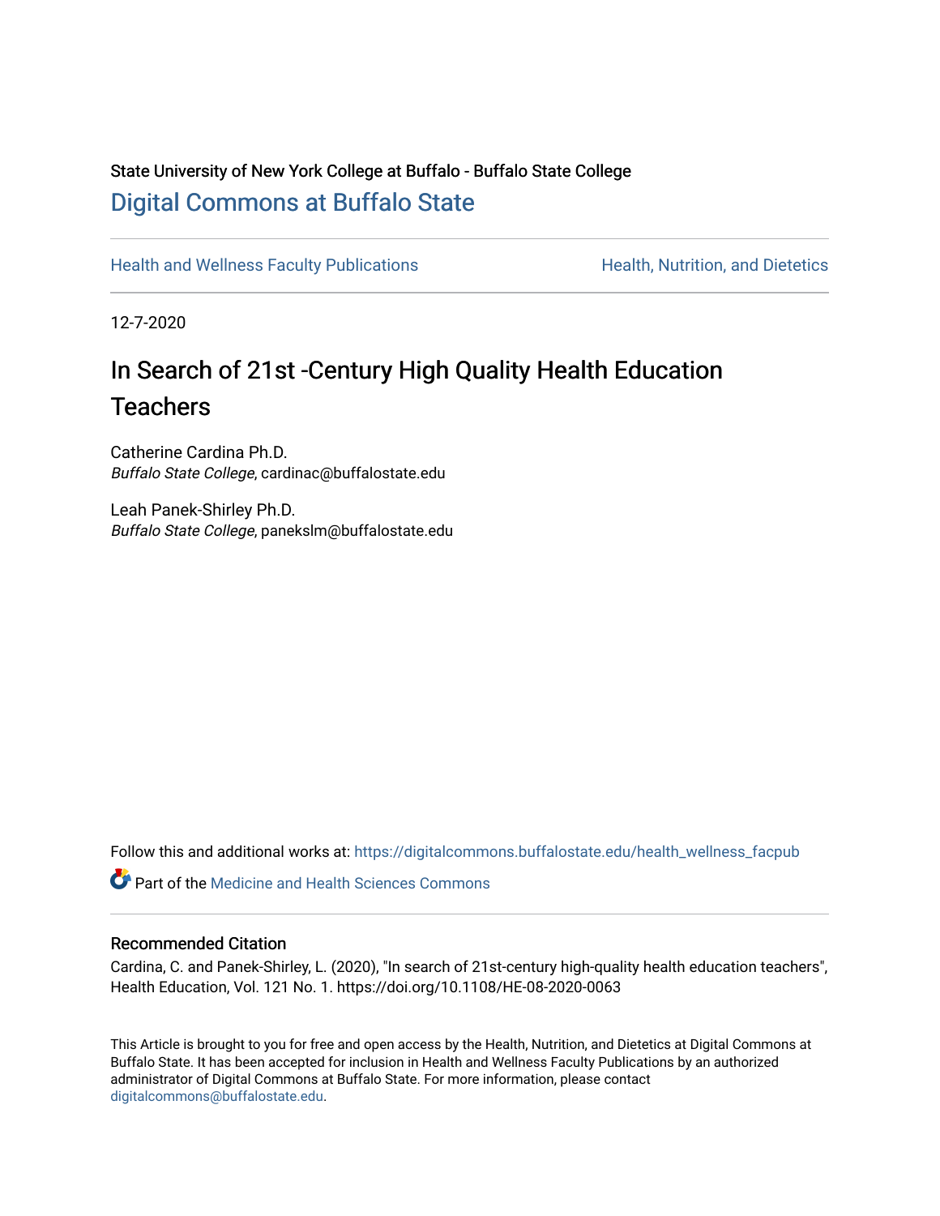State University of New York College at Buffalo - Buffalo State College

## Digital Commons at Buffalo State

Health and Wellness Faculty Publications | Health, Nutrition, and Dietetics

12-7-2020

# In Search of 21st -Century High Quality Health Education Teachers

Catherine Cardina Ph.D.
*Buffalo State College*, cardinac@buffalostate.edu

Leah Panek-Shirley Ph.D.
*Buffalo State College*, panekslm@buffalostate.edu

Follow this and additional works at: https://digitalcommons.buffalostate.edu/health_wellness_facpub

Part of the Medicine and Health Sciences Commons

### Recommended Citation

Cardina, C. and Panek-Shirley, L. (2020), "In search of 21st-century high-quality health education teachers", Health Education, Vol. 121 No. 1. https://doi.org/10.1108/HE-08-2020-0063

This Article is brought to you for free and open access by the Health, Nutrition, and Dietetics at Digital Commons at Buffalo State. It has been accepted for inclusion in Health and Wellness Faculty Publications by an authorized administrator of Digital Commons at Buffalo State. For more information, please contact digitalcommons@buffalostate.edu.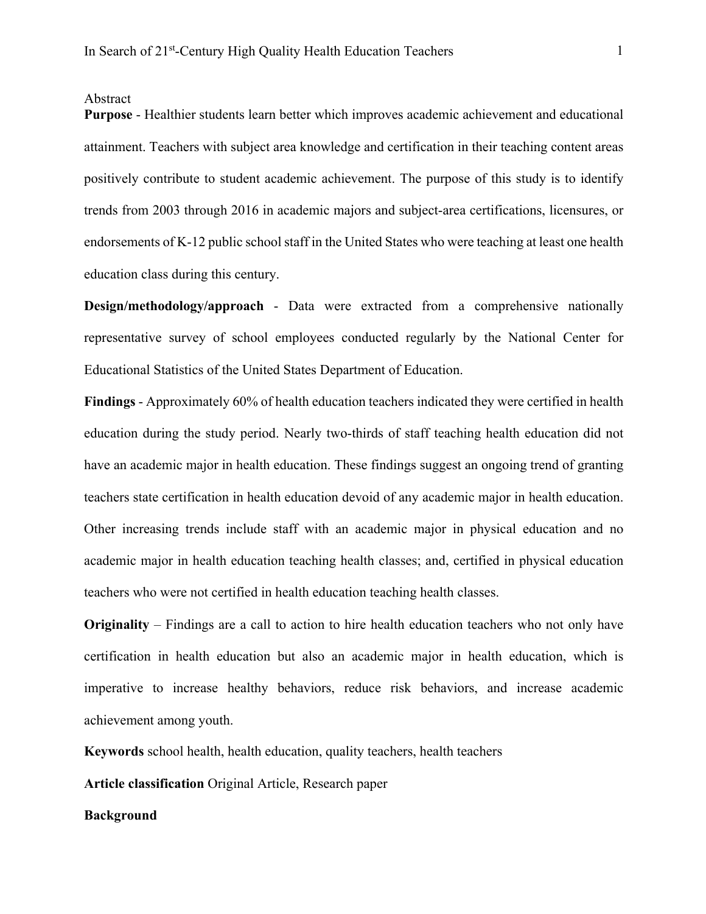Abstract

**Purpose** - Healthier students learn better which improves academic achievement and educational attainment. Teachers with subject area knowledge and certification in their teaching content areas positively contribute to student academic achievement. The purpose of this study is to identify trends from 2003 through 2016 in academic majors and subject-area certifications, licensures, or endorsements of K-12 public school staff in the United States who were teaching at least one health education class during this century.

**Design/methodology/approach** - Data were extracted from a comprehensive nationally representative survey of school employees conducted regularly by the National Center for Educational Statistics of the United States Department of Education.

**Findings** - Approximately 60% of health education teachers indicated they were certified in health education during the study period. Nearly two-thirds of staff teaching health education did not have an academic major in health education. These findings suggest an ongoing trend of granting teachers state certification in health education devoid of any academic major in health education. Other increasing trends include staff with an academic major in physical education and no academic major in health education teaching health classes; and, certified in physical education teachers who were not certified in health education teaching health classes.

**Originality** – Findings are a call to action to hire health education teachers who not only have certification in health education but also an academic major in health education, which is imperative to increase healthy behaviors, reduce risk behaviors, and increase academic achievement among youth.

**Keywords** school health, health education, quality teachers, health teachers

**Article classification** Original Article, Research paper

**Background**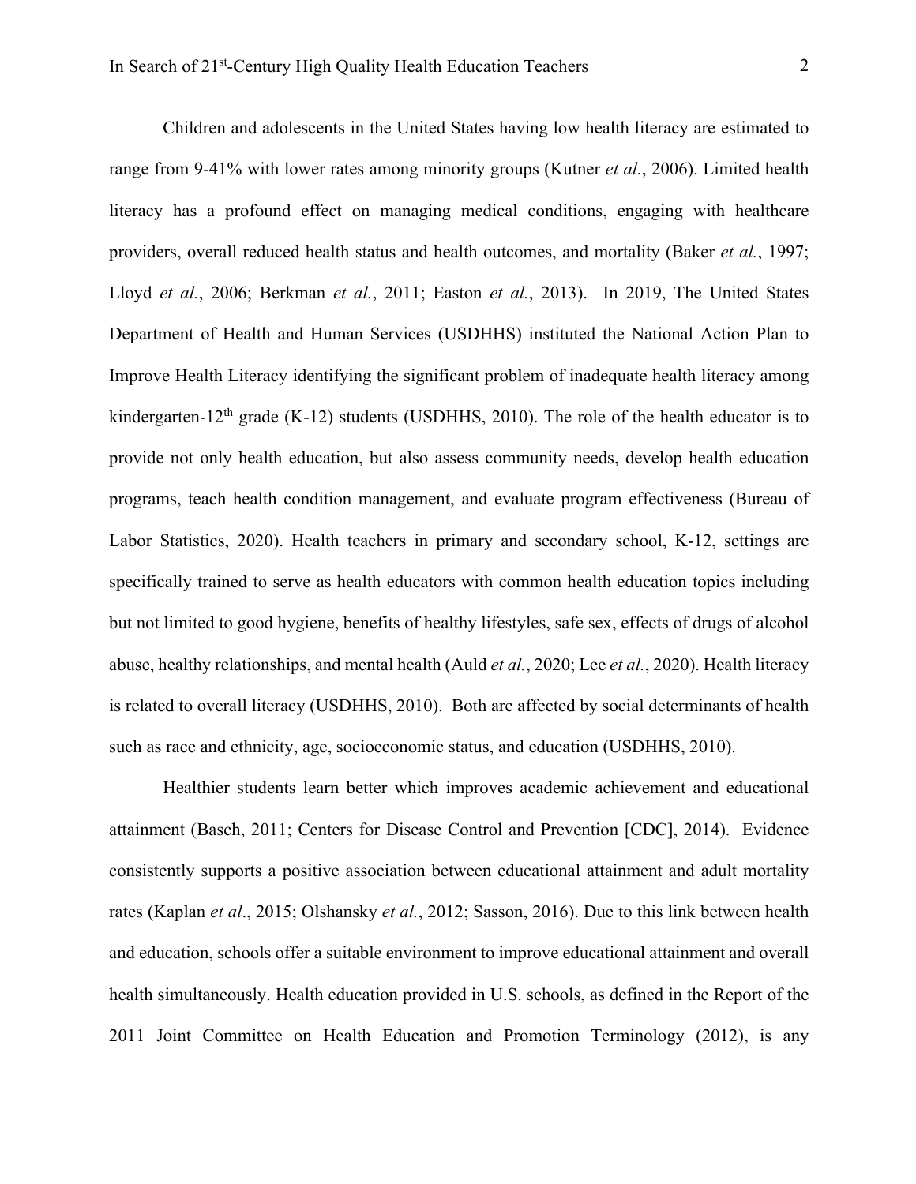Children and adolescents in the United States having low health literacy are estimated to range from 9-41% with lower rates among minority groups (Kutner *et al.*, 2006). Limited health literacy has a profound effect on managing medical conditions, engaging with healthcare providers, overall reduced health status and health outcomes, and mortality (Baker *et al.*, 1997; Lloyd *et al.*, 2006; Berkman *et al.*, 2011; Easton *et al.*, 2013). In 2019, The United States Department of Health and Human Services (USDHHS) instituted the National Action Plan to Improve Health Literacy identifying the significant problem of inadequate health literacy among kindergarten-12th grade (K-12) students (USDHHS, 2010). The role of the health educator is to provide not only health education, but also assess community needs, develop health education programs, teach health condition management, and evaluate program effectiveness (Bureau of Labor Statistics, 2020). Health teachers in primary and secondary school, K-12, settings are specifically trained to serve as health educators with common health education topics including but not limited to good hygiene, benefits of healthy lifestyles, safe sex, effects of drugs of alcohol abuse, healthy relationships, and mental health (Auld *et al.*, 2020; Lee *et al.*, 2020). Health literacy is related to overall literacy (USDHHS, 2010). Both are affected by social determinants of health such as race and ethnicity, age, socioeconomic status, and education (USDHHS, 2010).

Healthier students learn better which improves academic achievement and educational attainment (Basch, 2011; Centers for Disease Control and Prevention [CDC], 2014). Evidence consistently supports a positive association between educational attainment and adult mortality rates (Kaplan *et al*., 2015; Olshansky *et al.*, 2012; Sasson, 2016). Due to this link between health and education, schools offer a suitable environment to improve educational attainment and overall health simultaneously. Health education provided in U.S. schools, as defined in the Report of the 2011 Joint Committee on Health Education and Promotion Terminology (2012), is any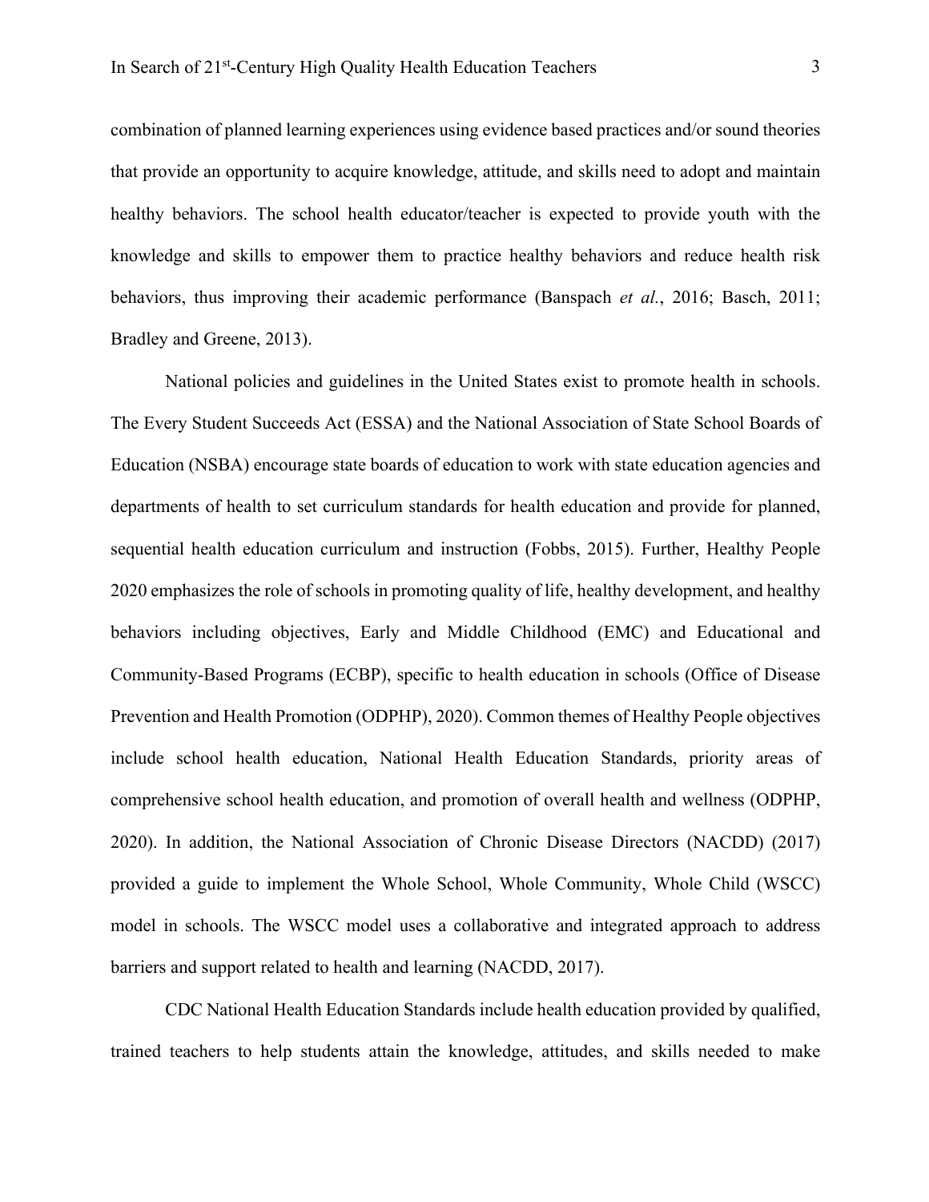combination of planned learning experiences using evidence based practices and/or sound theories that provide an opportunity to acquire knowledge, attitude, and skills need to adopt and maintain healthy behaviors. The school health educator/teacher is expected to provide youth with the knowledge and skills to empower them to practice healthy behaviors and reduce health risk behaviors, thus improving their academic performance (Banspach *et al.*, 2016; Basch, 2011; Bradley and Greene, 2013).

National policies and guidelines in the United States exist to promote health in schools. The Every Student Succeeds Act (ESSA) and the National Association of State School Boards of Education (NSBA) encourage state boards of education to work with state education agencies and departments of health to set curriculum standards for health education and provide for planned, sequential health education curriculum and instruction (Fobbs, 2015). Further, Healthy People 2020 emphasizes the role of schools in promoting quality of life, healthy development, and healthy behaviors including objectives, Early and Middle Childhood (EMC) and Educational and Community-Based Programs (ECBP), specific to health education in schools (Office of Disease Prevention and Health Promotion (ODPHP), 2020). Common themes of Healthy People objectives include school health education, National Health Education Standards, priority areas of comprehensive school health education, and promotion of overall health and wellness (ODPHP, 2020). In addition, the National Association of Chronic Disease Directors (NACDD) (2017) provided a guide to implement the Whole School, Whole Community, Whole Child (WSCC) model in schools. The WSCC model uses a collaborative and integrated approach to address barriers and support related to health and learning (NACDD, 2017).

CDC National Health Education Standards include health education provided by qualified, trained teachers to help students attain the knowledge, attitudes, and skills needed to make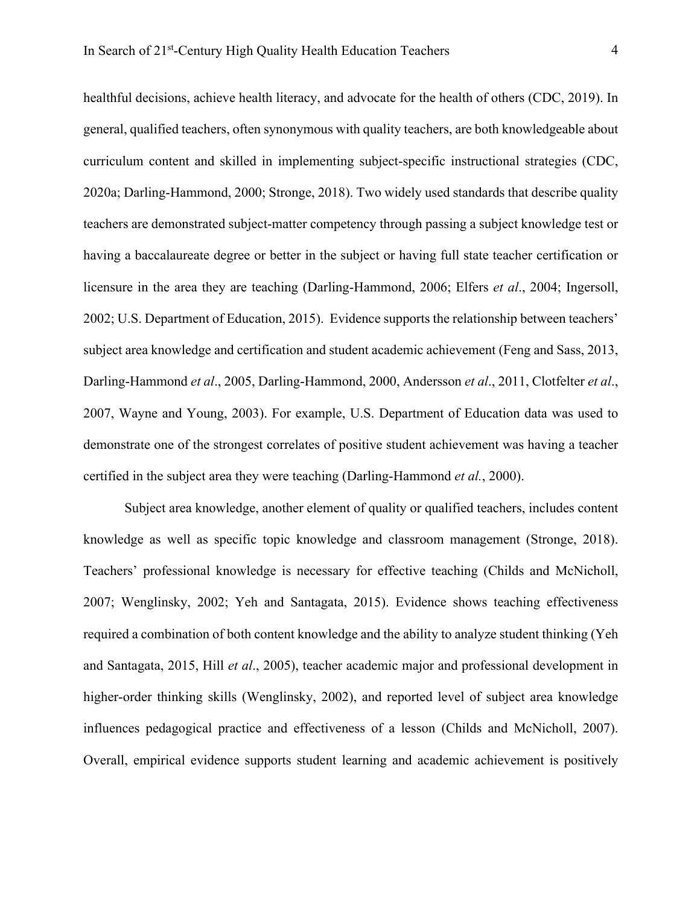healthful decisions, achieve health literacy, and advocate for the health of others (CDC, 2019). In general, qualified teachers, often synonymous with quality teachers, are both knowledgeable about curriculum content and skilled in implementing subject-specific instructional strategies (CDC, 2020a; Darling-Hammond, 2000; Stronge, 2018). Two widely used standards that describe quality teachers are demonstrated subject-matter competency through passing a subject knowledge test or having a baccalaureate degree or better in the subject or having full state teacher certification or licensure in the area they are teaching (Darling-Hammond, 2006; Elfers *et al*., 2004; Ingersoll, 2002; U.S. Department of Education, 2015). Evidence supports the relationship between teachers' subject area knowledge and certification and student academic achievement (Feng and Sass, 2013, Darling-Hammond *et al*., 2005, Darling-Hammond, 2000, Andersson *et al*., 2011, Clotfelter *et al*., 2007, Wayne and Young, 2003). For example, U.S. Department of Education data was used to demonstrate one of the strongest correlates of positive student achievement was having a teacher certified in the subject area they were teaching (Darling-Hammond *et al.*, 2000).

Subject area knowledge, another element of quality or qualified teachers, includes content knowledge as well as specific topic knowledge and classroom management (Stronge, 2018). Teachers' professional knowledge is necessary for effective teaching (Childs and McNicholl, 2007; Wenglinsky, 2002; Yeh and Santagata, 2015). Evidence shows teaching effectiveness required a combination of both content knowledge and the ability to analyze student thinking (Yeh and Santagata, 2015, Hill *et al*., 2005), teacher academic major and professional development in higher-order thinking skills (Wenglinsky, 2002), and reported level of subject area knowledge influences pedagogical practice and effectiveness of a lesson (Childs and McNicholl, 2007). Overall, empirical evidence supports student learning and academic achievement is positively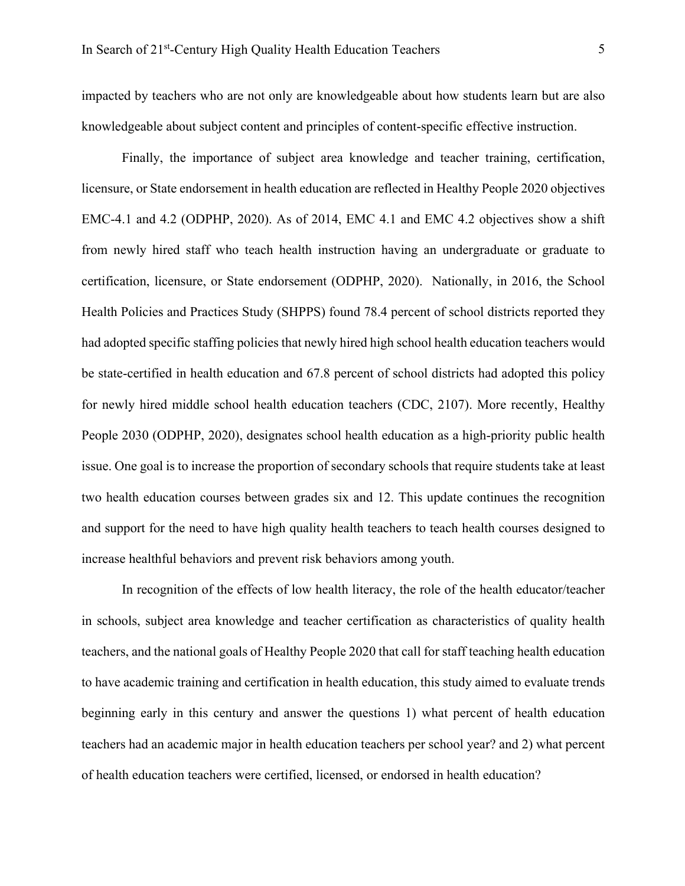impacted by teachers who are not only are knowledgeable about how students learn but are also knowledgeable about subject content and principles of content-specific effective instruction.

Finally, the importance of subject area knowledge and teacher training, certification, licensure, or State endorsement in health education are reflected in Healthy People 2020 objectives EMC-4.1 and 4.2 (ODPHP, 2020). As of 2014, EMC 4.1 and EMC 4.2 objectives show a shift from newly hired staff who teach health instruction having an undergraduate or graduate to certification, licensure, or State endorsement (ODPHP, 2020). Nationally, in 2016, the School Health Policies and Practices Study (SHPPS) found 78.4 percent of school districts reported they had adopted specific staffing policies that newly hired high school health education teachers would be state-certified in health education and 67.8 percent of school districts had adopted this policy for newly hired middle school health education teachers (CDC, 2107). More recently, Healthy People 2030 (ODPHP, 2020), designates school health education as a high-priority public health issue. One goal is to increase the proportion of secondary schools that require students take at least two health education courses between grades six and 12. This update continues the recognition and support for the need to have high quality health teachers to teach health courses designed to increase healthful behaviors and prevent risk behaviors among youth.

In recognition of the effects of low health literacy, the role of the health educator/teacher in schools, subject area knowledge and teacher certification as characteristics of quality health teachers, and the national goals of Healthy People 2020 that call for staff teaching health education to have academic training and certification in health education, this study aimed to evaluate trends beginning early in this century and answer the questions 1) what percent of health education teachers had an academic major in health education teachers per school year? and 2) what percent of health education teachers were certified, licensed, or endorsed in health education?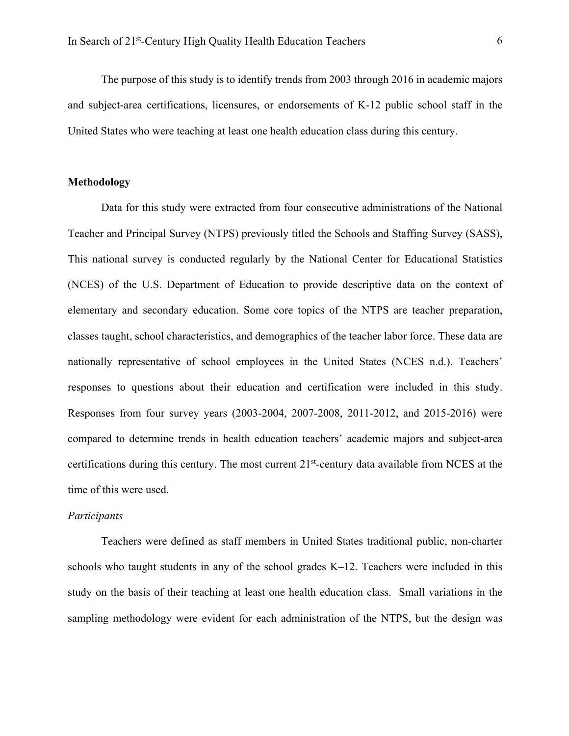The purpose of this study is to identify trends from 2003 through 2016 in academic majors and subject-area certifications, licensures, or endorsements of K-12 public school staff in the United States who were teaching at least one health education class during this century.

## Methodology

Data for this study were extracted from four consecutive administrations of the National Teacher and Principal Survey (NTPS) previously titled the Schools and Staffing Survey (SASS), This national survey is conducted regularly by the National Center for Educational Statistics (NCES) of the U.S. Department of Education to provide descriptive data on the context of elementary and secondary education. Some core topics of the NTPS are teacher preparation, classes taught, school characteristics, and demographics of the teacher labor force. These data are nationally representative of school employees in the United States (NCES n.d.). Teachers' responses to questions about their education and certification were included in this study. Responses from four survey years (2003-2004, 2007-2008, 2011-2012, and 2015-2016) were compared to determine trends in health education teachers' academic majors and subject-area certifications during this century. The most current 21st-century data available from NCES at the time of this were used.

### *Participants*

Teachers were defined as staff members in United States traditional public, non-charter schools who taught students in any of the school grades K–12. Teachers were included in this study on the basis of their teaching at least one health education class. Small variations in the sampling methodology were evident for each administration of the NTPS, but the design was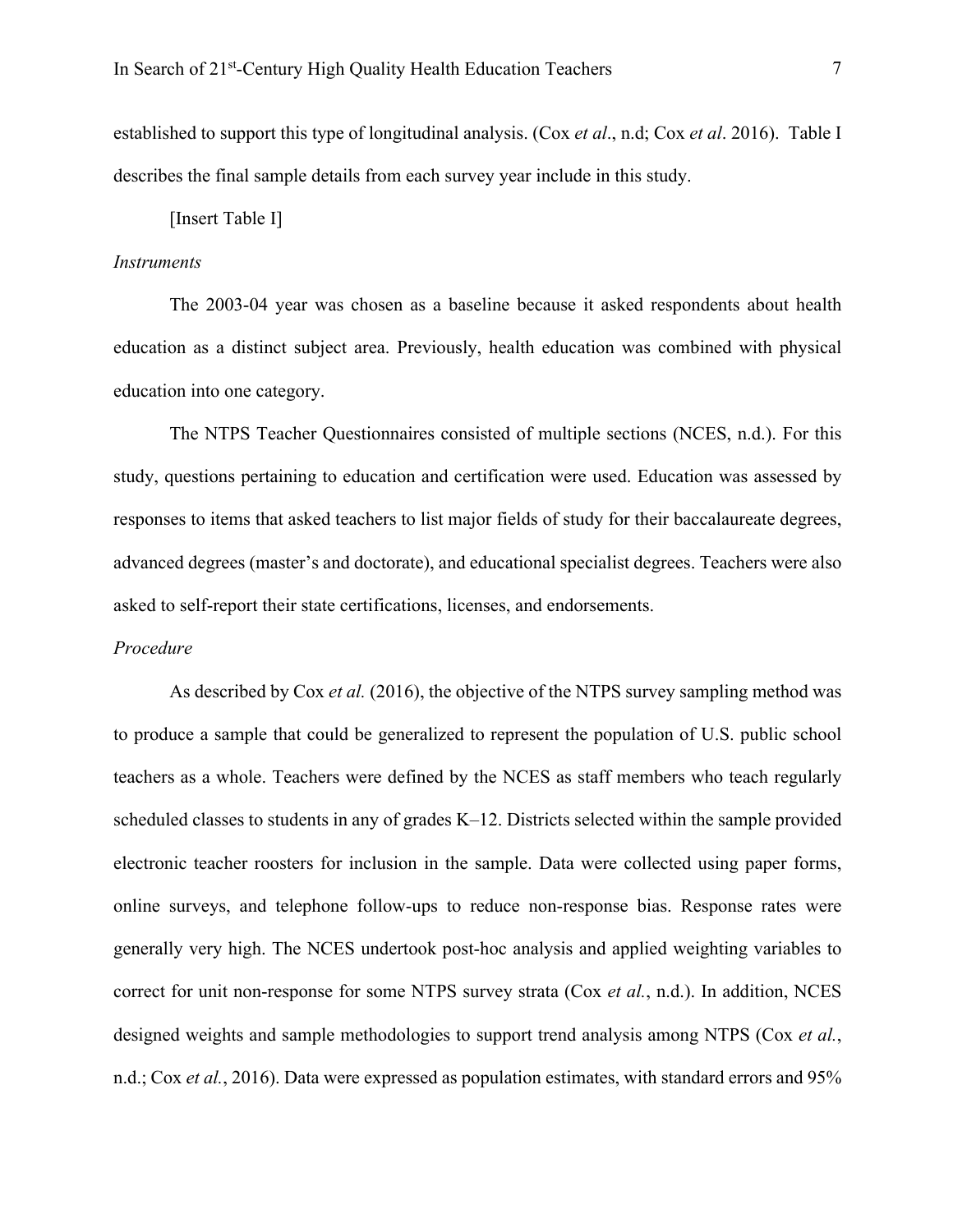established to support this type of longitudinal analysis. (Cox *et al*., n.d; Cox *et al*. 2016). Table I describes the final sample details from each survey year include in this study.

[Insert Table I]

*Instruments*

The 2003-04 year was chosen as a baseline because it asked respondents about health education as a distinct subject area. Previously, health education was combined with physical education into one category.

The NTPS Teacher Questionnaires consisted of multiple sections (NCES, n.d.). For this study, questions pertaining to education and certification were used. Education was assessed by responses to items that asked teachers to list major fields of study for their baccalaureate degrees, advanced degrees (master's and doctorate), and educational specialist degrees. Teachers were also asked to self-report their state certifications, licenses, and endorsements.

*Procedure*

As described by Cox *et al.* (2016), the objective of the NTPS survey sampling method was to produce a sample that could be generalized to represent the population of U.S. public school teachers as a whole. Teachers were defined by the NCES as staff members who teach regularly scheduled classes to students in any of grades K–12. Districts selected within the sample provided electronic teacher roosters for inclusion in the sample. Data were collected using paper forms, online surveys, and telephone follow-ups to reduce non-response bias. Response rates were generally very high. The NCES undertook post-hoc analysis and applied weighting variables to correct for unit non-response for some NTPS survey strata (Cox *et al.*, n.d.). In addition, NCES designed weights and sample methodologies to support trend analysis among NTPS (Cox *et al.*, n.d.; Cox *et al.*, 2016). Data were expressed as population estimates, with standard errors and 95%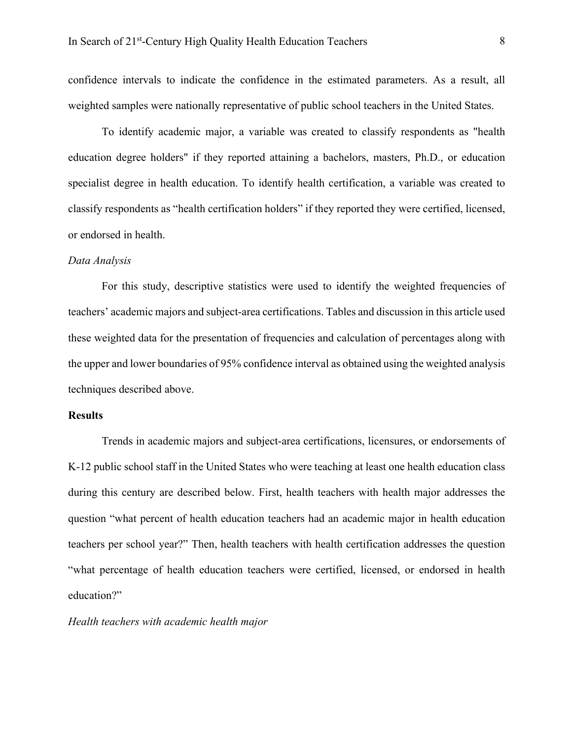confidence intervals to indicate the confidence in the estimated parameters. As a result, all weighted samples were nationally representative of public school teachers in the United States.

To identify academic major, a variable was created to classify respondents as "health education degree holders" if they reported attaining a bachelors, masters, Ph.D., or education specialist degree in health education. To identify health certification, a variable was created to classify respondents as "health certification holders" if they reported they were certified, licensed, or endorsed in health.

*Data Analysis*

For this study, descriptive statistics were used to identify the weighted frequencies of teachers' academic majors and subject-area certifications. Tables and discussion in this article used these weighted data for the presentation of frequencies and calculation of percentages along with the upper and lower boundaries of 95% confidence interval as obtained using the weighted analysis techniques described above.

**Results**

Trends in academic majors and subject-area certifications, licensures, or endorsements of K-12 public school staff in the United States who were teaching at least one health education class during this century are described below. First, health teachers with health major addresses the question "what percent of health education teachers had an academic major in health education teachers per school year?" Then, health teachers with health certification addresses the question "what percentage of health education teachers were certified, licensed, or endorsed in health education?"

*Health teachers with academic health major*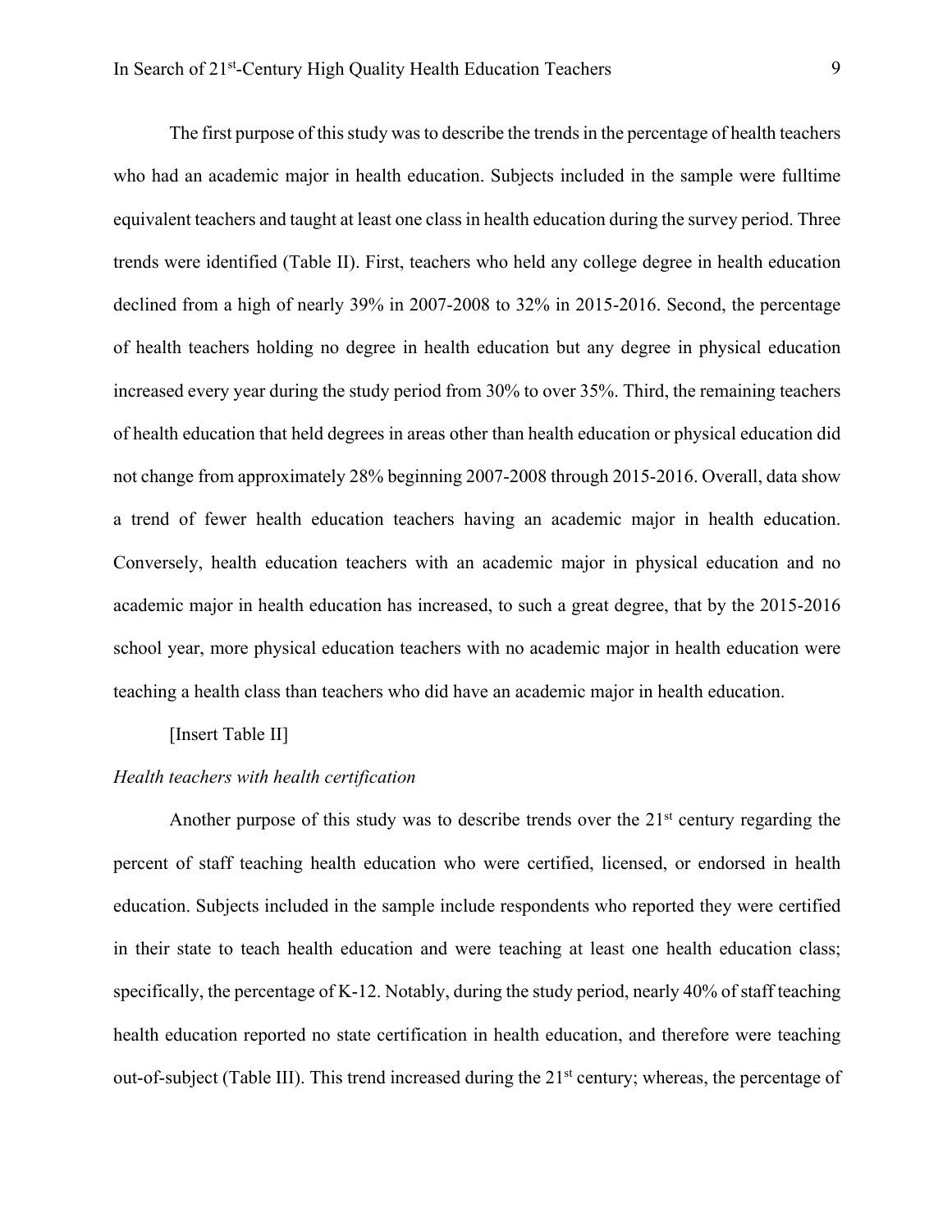The first purpose of this study was to describe the trends in the percentage of health teachers who had an academic major in health education. Subjects included in the sample were fulltime equivalent teachers and taught at least one class in health education during the survey period. Three trends were identified (Table II). First, teachers who held any college degree in health education declined from a high of nearly 39% in 2007-2008 to 32% in 2015-2016. Second, the percentage of health teachers holding no degree in health education but any degree in physical education increased every year during the study period from 30% to over 35%. Third, the remaining teachers of health education that held degrees in areas other than health education or physical education did not change from approximately 28% beginning 2007-2008 through 2015-2016. Overall, data show a trend of fewer health education teachers having an academic major in health education. Conversely, health education teachers with an academic major in physical education and no academic major in health education has increased, to such a great degree, that by the 2015-2016 school year, more physical education teachers with no academic major in health education were teaching a health class than teachers who did have an academic major in health education.

[Insert Table II]

*Health teachers with health certification*

Another purpose of this study was to describe trends over the 21st century regarding the percent of staff teaching health education who were certified, licensed, or endorsed in health education. Subjects included in the sample include respondents who reported they were certified in their state to teach health education and were teaching at least one health education class; specifically, the percentage of K-12. Notably, during the study period, nearly 40% of staff teaching health education reported no state certification in health education, and therefore were teaching out-of-subject (Table III). This trend increased during the 21st century; whereas, the percentage of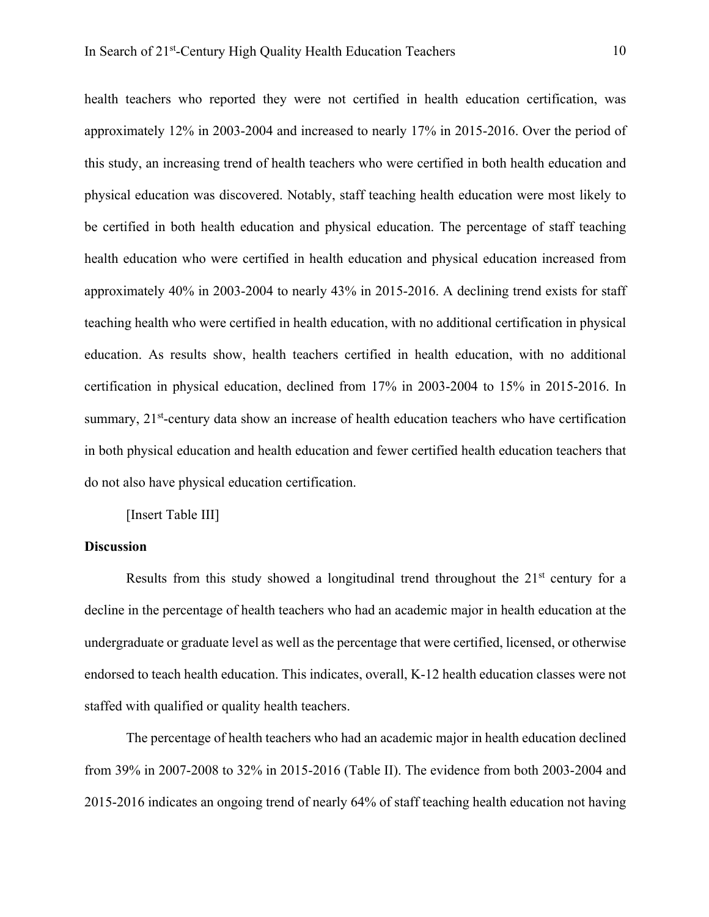health teachers who reported they were not certified in health education certification, was approximately 12% in 2003-2004 and increased to nearly 17% in 2015-2016. Over the period of this study, an increasing trend of health teachers who were certified in both health education and physical education was discovered. Notably, staff teaching health education were most likely to be certified in both health education and physical education. The percentage of staff teaching health education who were certified in health education and physical education increased from approximately 40% in 2003-2004 to nearly 43% in 2015-2016. A declining trend exists for staff teaching health who were certified in health education, with no additional certification in physical education. As results show, health teachers certified in health education, with no additional certification in physical education, declined from 17% in 2003-2004 to 15% in 2015-2016. In summary, 21st-century data show an increase of health education teachers who have certification in both physical education and health education and fewer certified health education teachers that do not also have physical education certification.

[Insert Table III]

## Discussion

Results from this study showed a longitudinal trend throughout the 21st century for a decline in the percentage of health teachers who had an academic major in health education at the undergraduate or graduate level as well as the percentage that were certified, licensed, or otherwise endorsed to teach health education. This indicates, overall, K-12 health education classes were not staffed with qualified or quality health teachers.

The percentage of health teachers who had an academic major in health education declined from 39% in 2007-2008 to 32% in 2015-2016 (Table II). The evidence from both 2003-2004 and 2015-2016 indicates an ongoing trend of nearly 64% of staff teaching health education not having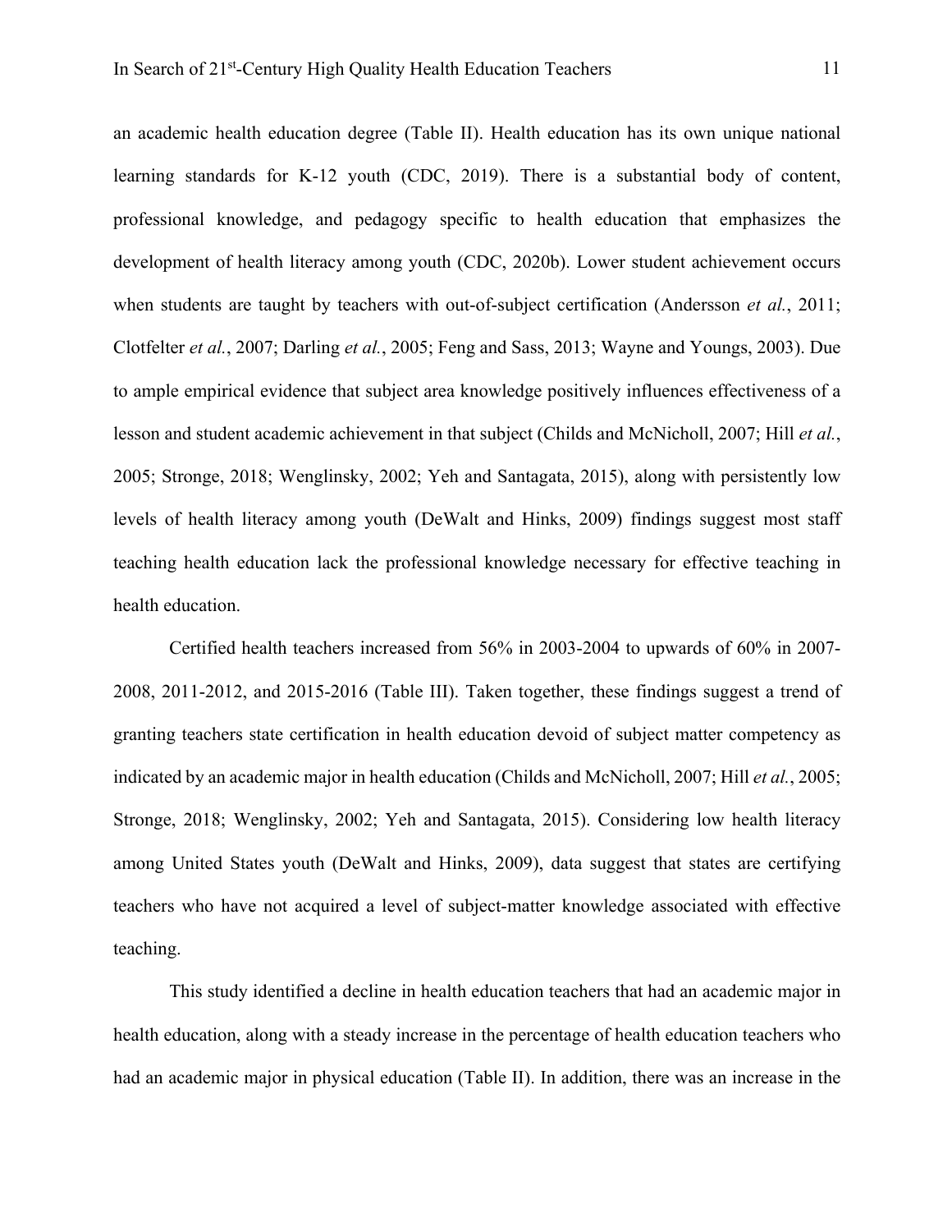an academic health education degree (Table II). Health education has its own unique national learning standards for K-12 youth (CDC, 2019). There is a substantial body of content, professional knowledge, and pedagogy specific to health education that emphasizes the development of health literacy among youth (CDC, 2020b). Lower student achievement occurs when students are taught by teachers with out-of-subject certification (Andersson *et al.*, 2011; Clotfelter *et al.*, 2007; Darling *et al.*, 2005; Feng and Sass, 2013; Wayne and Youngs, 2003). Due to ample empirical evidence that subject area knowledge positively influences effectiveness of a lesson and student academic achievement in that subject (Childs and McNicholl, 2007; Hill *et al.*, 2005; Stronge, 2018; Wenglinsky, 2002; Yeh and Santagata, 2015), along with persistently low levels of health literacy among youth (DeWalt and Hinks, 2009) findings suggest most staff teaching health education lack the professional knowledge necessary for effective teaching in health education.

Certified health teachers increased from 56% in 2003-2004 to upwards of 60% in 2007-2008, 2011-2012, and 2015-2016 (Table III). Taken together, these findings suggest a trend of granting teachers state certification in health education devoid of subject matter competency as indicated by an academic major in health education (Childs and McNicholl, 2007; Hill *et al.*, 2005; Stronge, 2018; Wenglinsky, 2002; Yeh and Santagata, 2015). Considering low health literacy among United States youth (DeWalt and Hinks, 2009), data suggest that states are certifying teachers who have not acquired a level of subject-matter knowledge associated with effective teaching.

This study identified a decline in health education teachers that had an academic major in health education, along with a steady increase in the percentage of health education teachers who had an academic major in physical education (Table II). In addition, there was an increase in the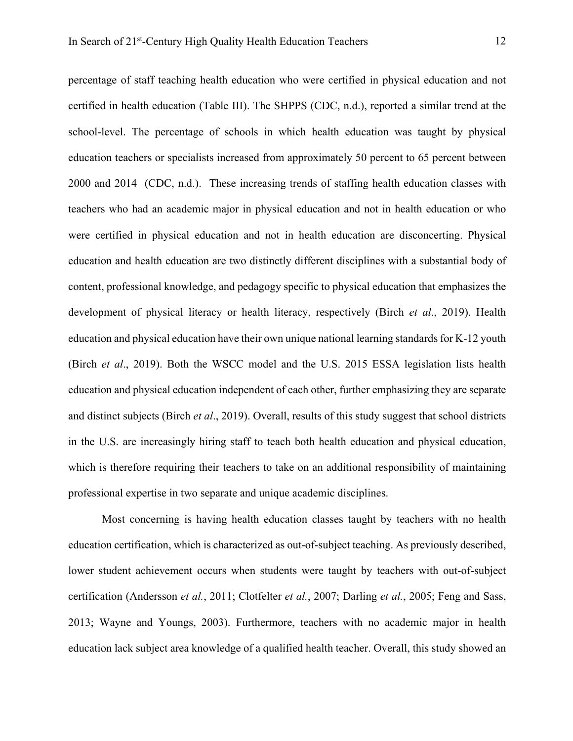percentage of staff teaching health education who were certified in physical education and not certified in health education (Table III). The SHPPS (CDC, n.d.), reported a similar trend at the school-level. The percentage of schools in which health education was taught by physical education teachers or specialists increased from approximately 50 percent to 65 percent between 2000 and 2014 (CDC, n.d.). These increasing trends of staffing health education classes with teachers who had an academic major in physical education and not in health education or who were certified in physical education and not in health education are disconcerting. Physical education and health education are two distinctly different disciplines with a substantial body of content, professional knowledge, and pedagogy specific to physical education that emphasizes the development of physical literacy or health literacy, respectively (Birch *et al*., 2019). Health education and physical education have their own unique national learning standards for K-12 youth (Birch *et al*., 2019). Both the WSCC model and the U.S. 2015 ESSA legislation lists health education and physical education independent of each other, further emphasizing they are separate and distinct subjects (Birch *et al*., 2019). Overall, results of this study suggest that school districts in the U.S. are increasingly hiring staff to teach both health education and physical education, which is therefore requiring their teachers to take on an additional responsibility of maintaining professional expertise in two separate and unique academic disciplines.

Most concerning is having health education classes taught by teachers with no health education certification, which is characterized as out-of-subject teaching. As previously described, lower student achievement occurs when students were taught by teachers with out-of-subject certification (Andersson *et al.*, 2011; Clotfelter *et al.*, 2007; Darling *et al.*, 2005; Feng and Sass, 2013; Wayne and Youngs, 2003). Furthermore, teachers with no academic major in health education lack subject area knowledge of a qualified health teacher. Overall, this study showed an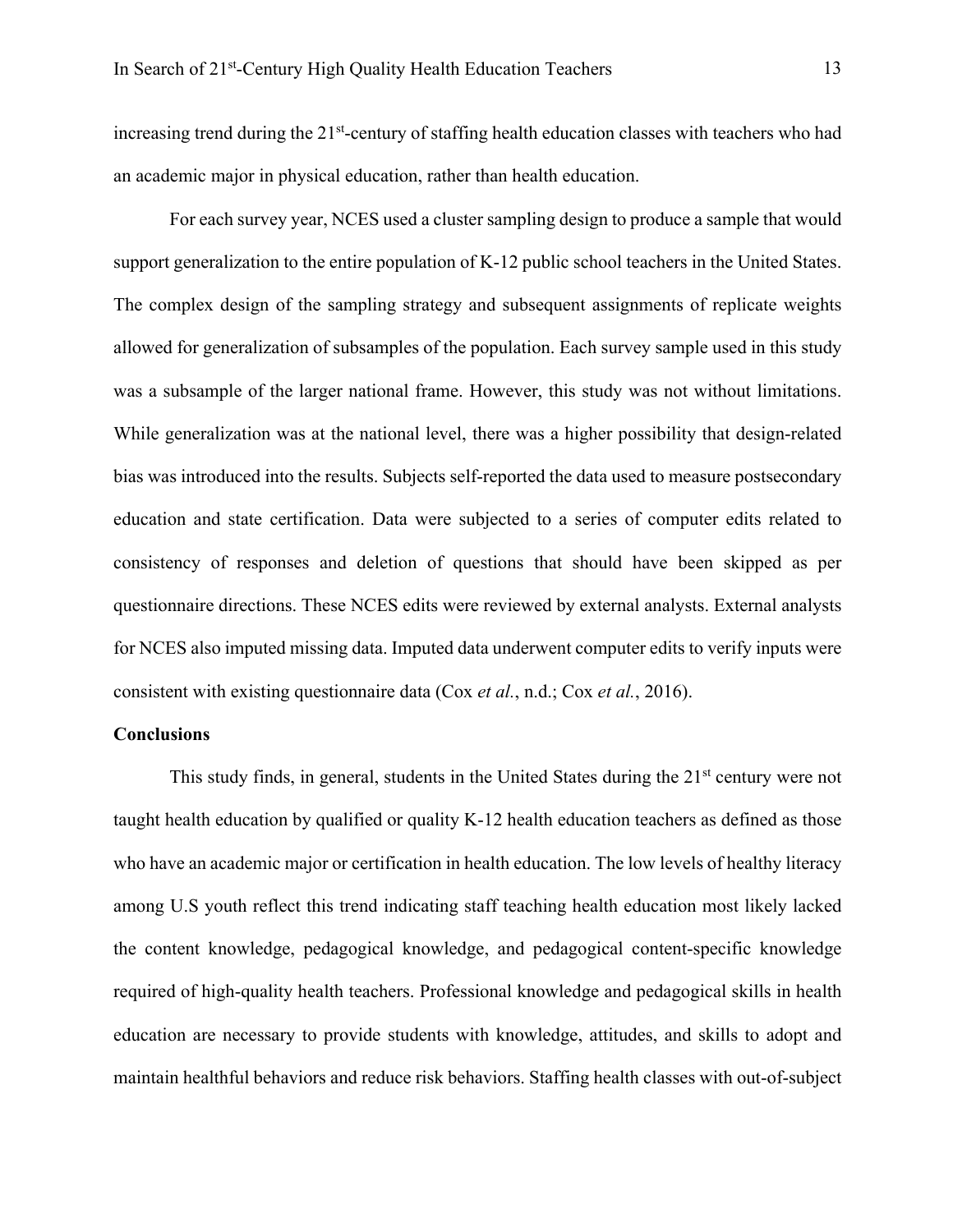increasing trend during the 21st-century of staffing health education classes with teachers who had an academic major in physical education, rather than health education.

For each survey year, NCES used a cluster sampling design to produce a sample that would support generalization to the entire population of K-12 public school teachers in the United States. The complex design of the sampling strategy and subsequent assignments of replicate weights allowed for generalization of subsamples of the population. Each survey sample used in this study was a subsample of the larger national frame. However, this study was not without limitations. While generalization was at the national level, there was a higher possibility that design-related bias was introduced into the results. Subjects self-reported the data used to measure postsecondary education and state certification. Data were subjected to a series of computer edits related to consistency of responses and deletion of questions that should have been skipped as per questionnaire directions. These NCES edits were reviewed by external analysts. External analysts for NCES also imputed missing data. Imputed data underwent computer edits to verify inputs were consistent with existing questionnaire data (Cox *et al.*, n.d.; Cox *et al.*, 2016).

## Conclusions

This study finds, in general, students in the United States during the 21st century were not taught health education by qualified or quality K-12 health education teachers as defined as those who have an academic major or certification in health education. The low levels of healthy literacy among U.S youth reflect this trend indicating staff teaching health education most likely lacked the content knowledge, pedagogical knowledge, and pedagogical content-specific knowledge required of high-quality health teachers. Professional knowledge and pedagogical skills in health education are necessary to provide students with knowledge, attitudes, and skills to adopt and maintain healthful behaviors and reduce risk behaviors. Staffing health classes with out-of-subject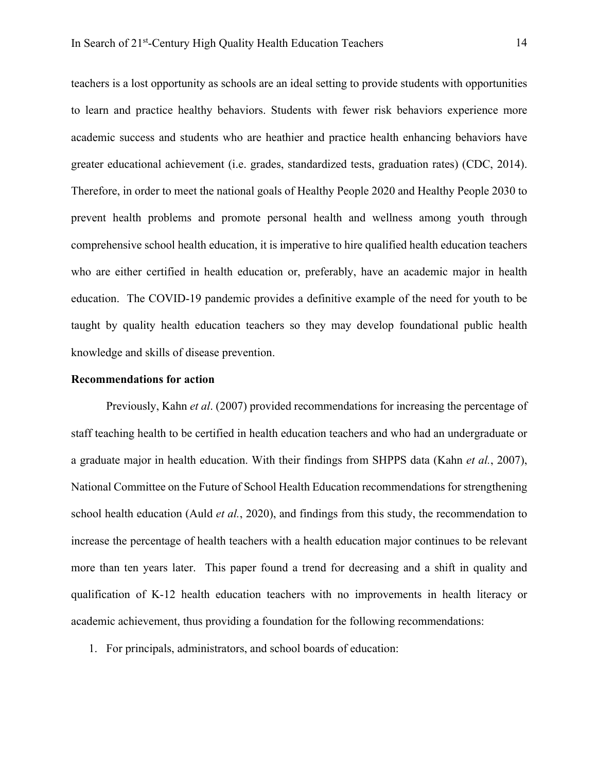teachers is a lost opportunity as schools are an ideal setting to provide students with opportunities to learn and practice healthy behaviors. Students with fewer risk behaviors experience more academic success and students who are heathier and practice health enhancing behaviors have greater educational achievement (i.e. grades, standardized tests, graduation rates) (CDC, 2014). Therefore, in order to meet the national goals of Healthy People 2020 and Healthy People 2030 to prevent health problems and promote personal health and wellness among youth through comprehensive school health education, it is imperative to hire qualified health education teachers who are either certified in health education or, preferably, have an academic major in health education. The COVID-19 pandemic provides a definitive example of the need for youth to be taught by quality health education teachers so they may develop foundational public health knowledge and skills of disease prevention.

**Recommendations for action**

Previously, Kahn *et al*. (2007) provided recommendations for increasing the percentage of staff teaching health to be certified in health education teachers and who had an undergraduate or a graduate major in health education. With their findings from SHPPS data (Kahn *et al.*, 2007), National Committee on the Future of School Health Education recommendations for strengthening school health education (Auld *et al.*, 2020), and findings from this study, the recommendation to increase the percentage of health teachers with a health education major continues to be relevant more than ten years later. This paper found a trend for decreasing and a shift in quality and qualification of K-12 health education teachers with no improvements in health literacy or academic achievement, thus providing a foundation for the following recommendations:

1. For principals, administrators, and school boards of education: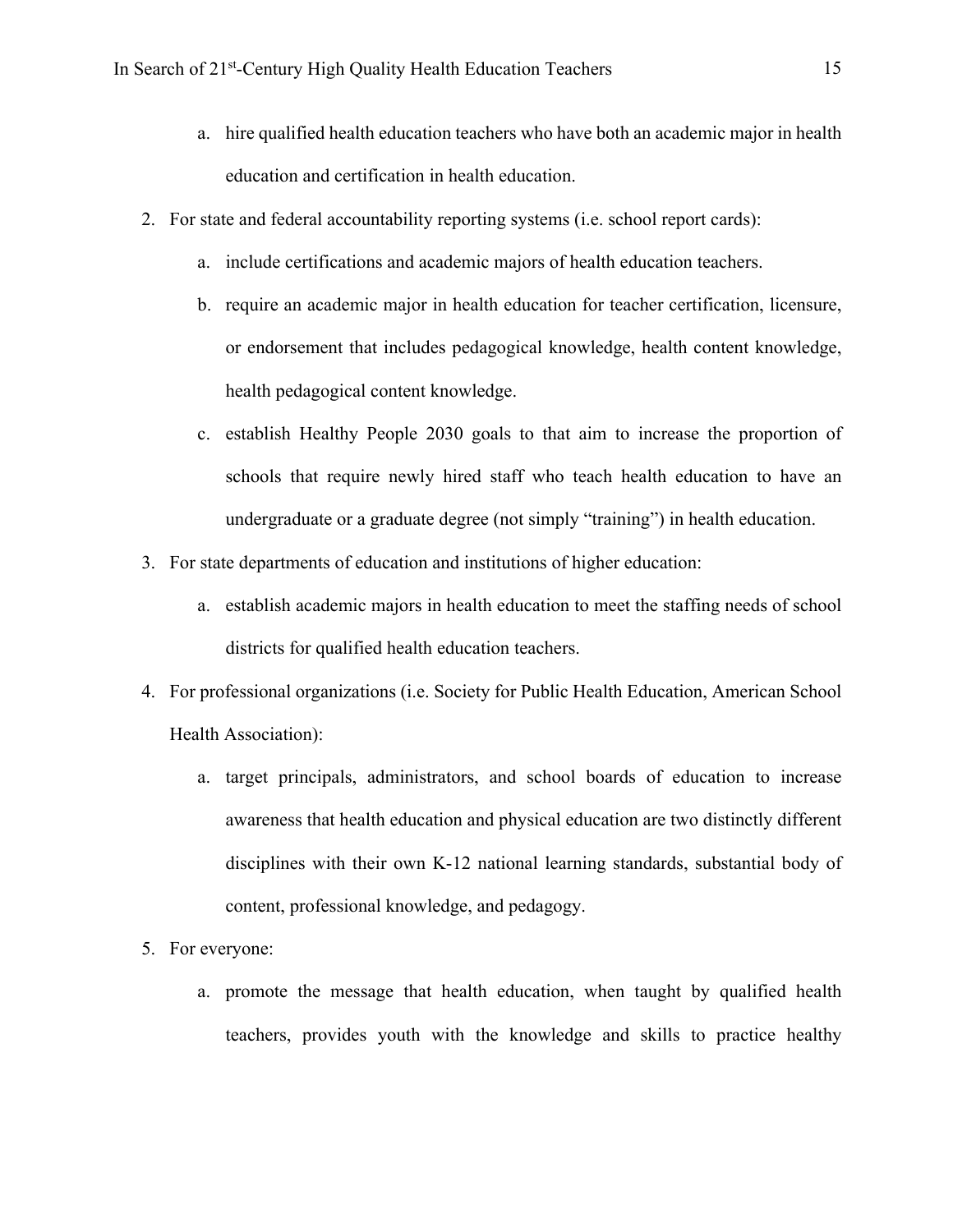a. hire qualified health education teachers who have both an academic major in health education and certification in health education.

2. For state and federal accountability reporting systems (i.e. school report cards):
   a. include certifications and academic majors of health education teachers.
   b. require an academic major in health education for teacher certification, licensure, or endorsement that includes pedagogical knowledge, health content knowledge, health pedagogical content knowledge.
   c. establish Healthy People 2030 goals to that aim to increase the proportion of schools that require newly hired staff who teach health education to have an undergraduate or a graduate degree (not simply "training") in health education.

3. For state departments of education and institutions of higher education:
   a. establish academic majors in health education to meet the staffing needs of school districts for qualified health education teachers.

4. For professional organizations (i.e. Society for Public Health Education, American School Health Association):
   a. target principals, administrators, and school boards of education to increase awareness that health education and physical education are two distinctly different disciplines with their own K-12 national learning standards, substantial body of content, professional knowledge, and pedagogy.

5. For everyone:
   a. promote the message that health education, when taught by qualified health teachers, provides youth with the knowledge and skills to practice healthy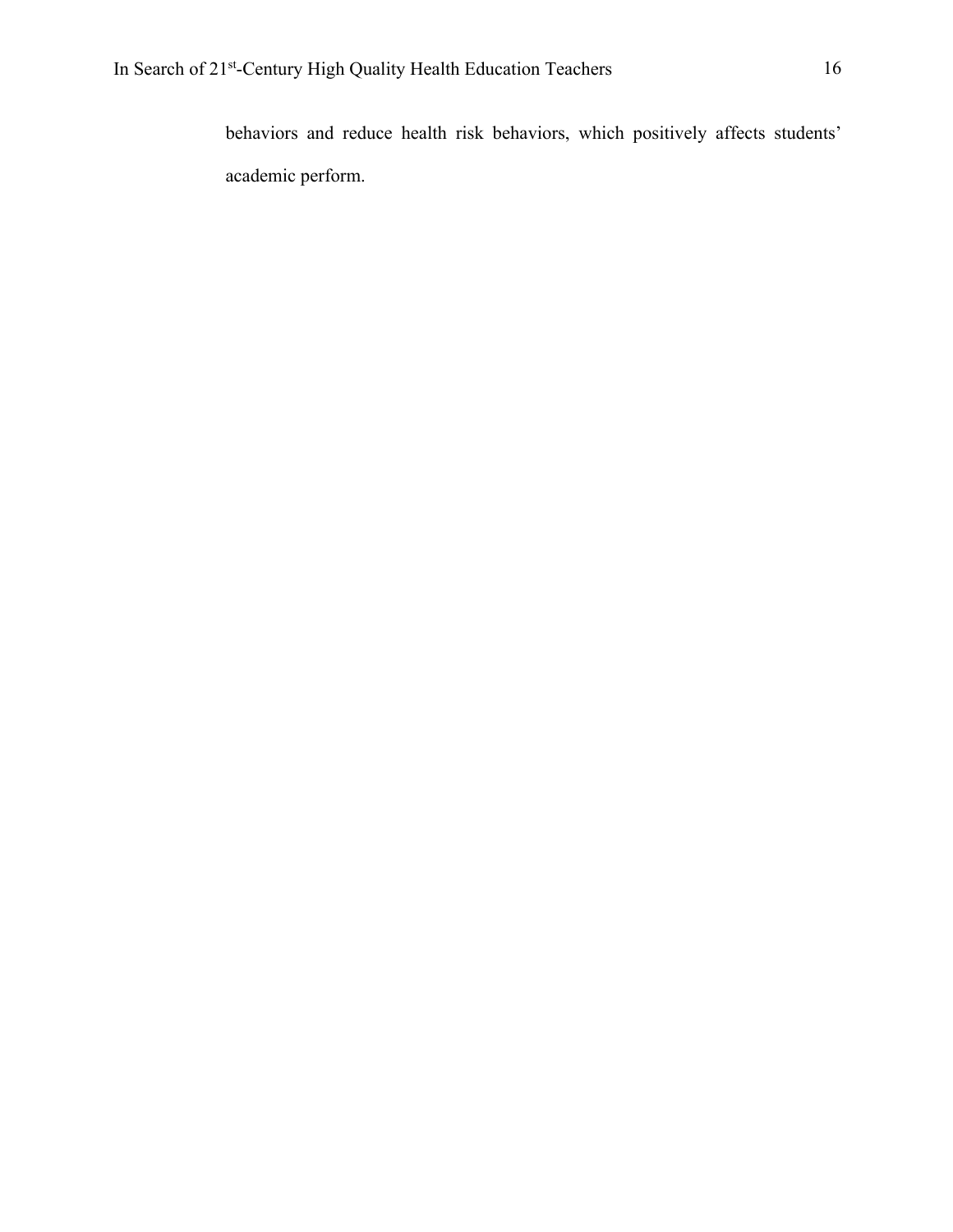behaviors and reduce health risk behaviors, which positively affects students' academic perform.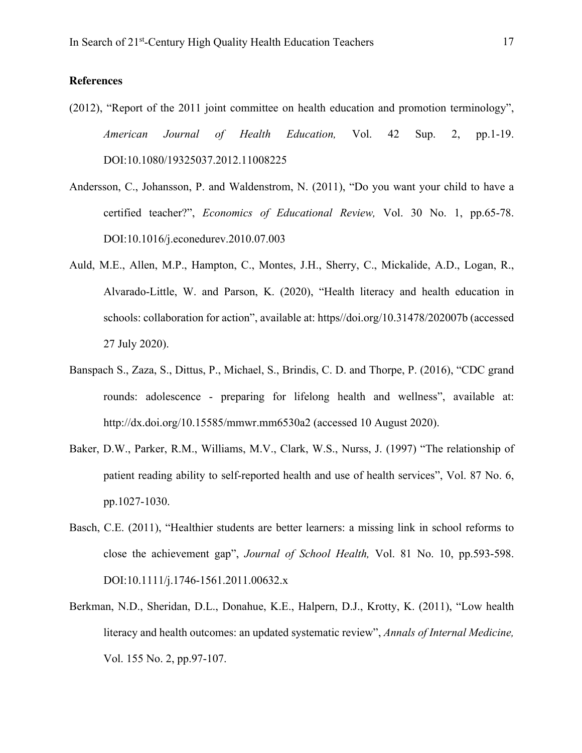## References

(2012), "Report of the 2011 joint committee on health education and promotion terminology", *American Journal of Health Education,* Vol. 42 Sup. 2, pp.1-19. DOI:10.1080/19325037.2012.11008225

Andersson, C., Johansson, P. and Waldenstrom, N. (2011), "Do you want your child to have a certified teacher?", *Economics of Educational Review,* Vol. 30 No. 1, pp.65-78. DOI:10.1016/j.econedurev.2010.07.003

Auld, M.E., Allen, M.P., Hampton, C., Montes, J.H., Sherry, C., Mickalide, A.D., Logan, R., Alvarado-Little, W. and Parson, K. (2020), "Health literacy and health education in schools: collaboration for action", available at: https//doi.org/10.31478/202007b (accessed 27 July 2020).

Banspach S., Zaza, S., Dittus, P., Michael, S., Brindis, C. D. and Thorpe, P. (2016), "CDC grand rounds: adolescence - preparing for lifelong health and wellness", available at: http://dx.doi.org/10.15585/mmwr.mm6530a2 (accessed 10 August 2020).

Baker, D.W., Parker, R.M., Williams, M.V., Clark, W.S., Nurss, J. (1997) "The relationship of patient reading ability to self-reported health and use of health services", Vol. 87 No. 6, pp.1027-1030.

Basch, C.E. (2011), "Healthier students are better learners: a missing link in school reforms to close the achievement gap", *Journal of School Health,* Vol. 81 No. 10, pp.593-598. DOI:10.1111/j.1746-1561.2011.00632.x

Berkman, N.D., Sheridan, D.L., Donahue, K.E., Halpern, D.J., Krotty, K. (2011), "Low health literacy and health outcomes: an updated systematic review", *Annals of Internal Medicine,* Vol. 155 No. 2, pp.97-107.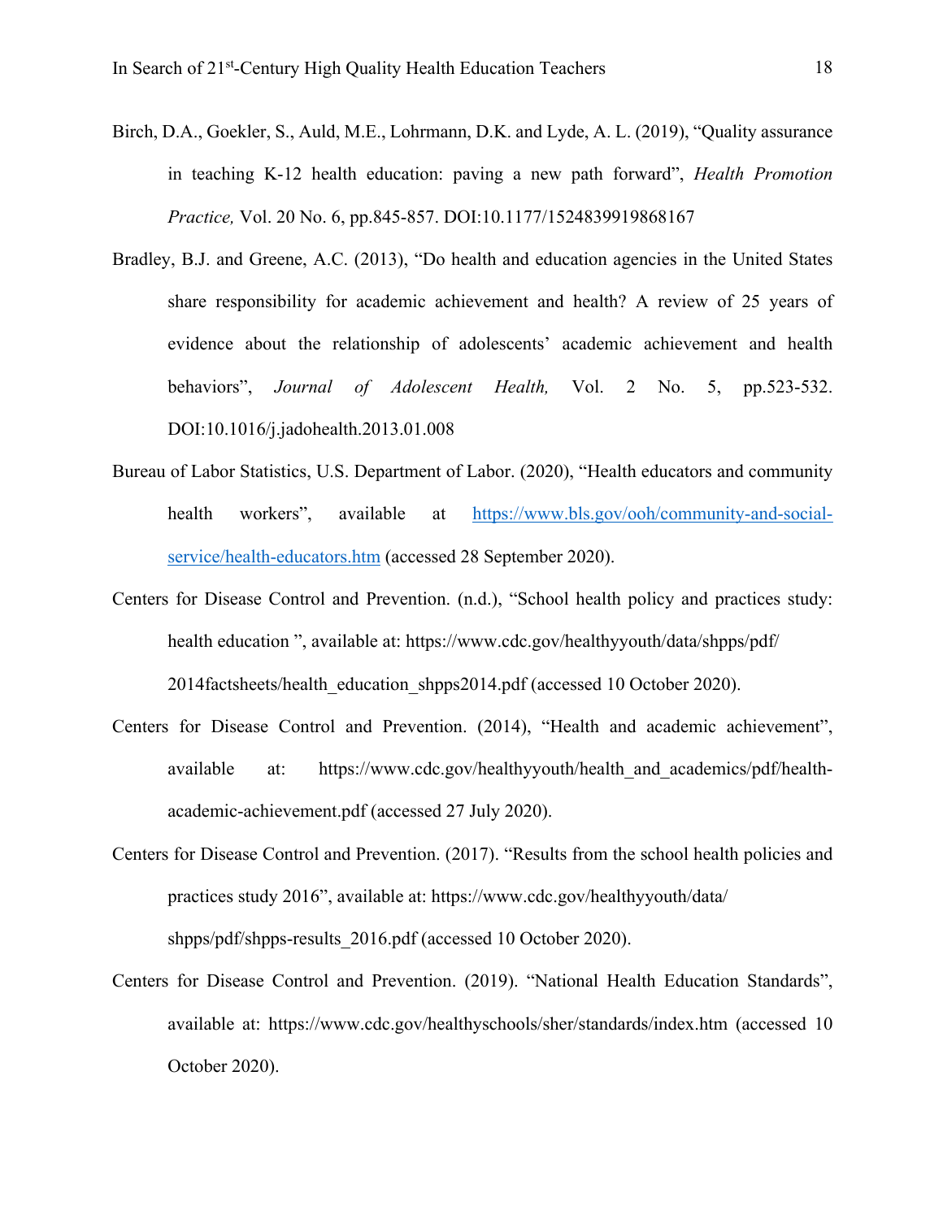Birch, D.A., Goekler, S., Auld, M.E., Lohrmann, D.K. and Lyde, A. L. (2019), "Quality assurance in teaching K-12 health education: paving a new path forward", *Health Promotion Practice,* Vol. 20 No. 6, pp.845-857. DOI:10.1177/1524839919868167

Bradley, B.J. and Greene, A.C. (2013), "Do health and education agencies in the United States share responsibility for academic achievement and health? A review of 25 years of evidence about the relationship of adolescents' academic achievement and health behaviors", *Journal of Adolescent Health,* Vol. 2 No. 5, pp.523-532. DOI:10.1016/j.jadohealth.2013.01.008

Bureau of Labor Statistics, U.S. Department of Labor. (2020), "Health educators and community health workers", available at https://www.bls.gov/ooh/community-and-social-service/health-educators.htm (accessed 28 September 2020).

Centers for Disease Control and Prevention. (n.d.), "School health policy and practices study: health education ", available at: https://www.cdc.gov/healthyyouth/data/shpps/pdf/2014factsheets/health_education_shpps2014.pdf (accessed 10 October 2020).

Centers for Disease Control and Prevention. (2014), "Health and academic achievement", available at: https://www.cdc.gov/healthyyouth/health_and_academics/pdf/health-academic-achievement.pdf (accessed 27 July 2020).

Centers for Disease Control and Prevention. (2017). "Results from the school health policies and practices study 2016", available at: https://www.cdc.gov/healthyyouth/data/shpps/pdf/shpps-results_2016.pdf (accessed 10 October 2020).

Centers for Disease Control and Prevention. (2019). "National Health Education Standards", available at: https://www.cdc.gov/healthyschools/sher/standards/index.htm (accessed 10 October 2020).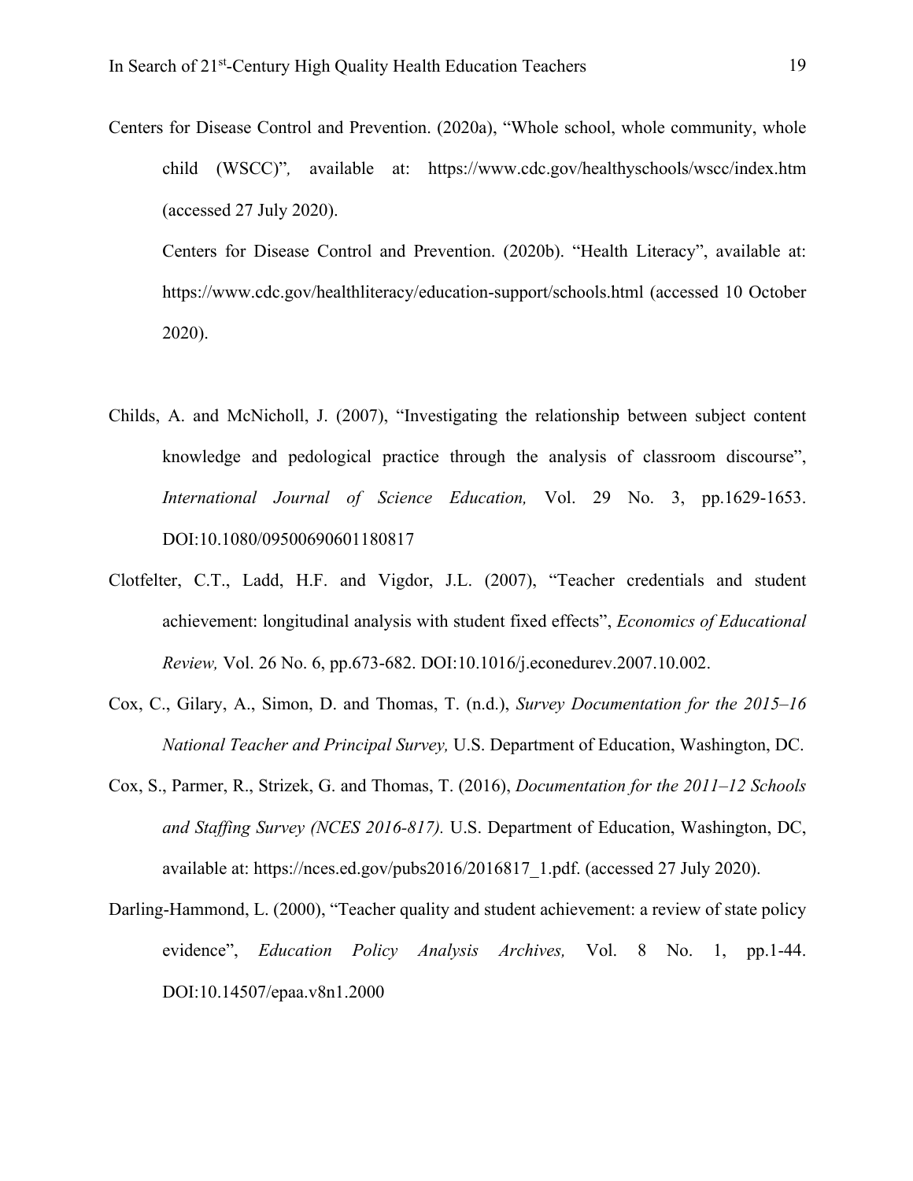Centers for Disease Control and Prevention. (2020a), “Whole school, whole community, whole child (WSCC)”*,* available at: https://www.cdc.gov/healthyschools/wscc/index.htm (accessed 27 July 2020).

Centers for Disease Control and Prevention. (2020b). “Health Literacy”, available at: https://www.cdc.gov/healthliteracy/education-support/schools.html (accessed 10 October 2020).

Childs, A. and McNicholl, J. (2007), “Investigating the relationship between subject content knowledge and pedological practice through the analysis of classroom discourse”, *International Journal of Science Education,* Vol. 29 No. 3, pp.1629-1653. DOI:10.1080/09500690601180817

Clotfelter, C.T., Ladd, H.F. and Vigdor, J.L. (2007), “Teacher credentials and student achievement: longitudinal analysis with student fixed effects”, *Economics of Educational Review,* Vol. 26 No. 6, pp.673-682. DOI:10.1016/j.econedurev.2007.10.002.

Cox, C., Gilary, A., Simon, D. and Thomas, T. (n.d.), *Survey Documentation for the 2015–16 National Teacher and Principal Survey,* U.S. Department of Education, Washington, DC.

Cox, S., Parmer, R., Strizek, G. and Thomas, T. (2016), *Documentation for the 2011–12 Schools and Staffing Survey (NCES 2016-817).* U.S. Department of Education, Washington, DC, available at: https://nces.ed.gov/pubs2016/2016817_1.pdf. (accessed 27 July 2020).

Darling-Hammond, L. (2000), “Teacher quality and student achievement: a review of state policy evidence”, *Education Policy Analysis Archives,* Vol. 8 No. 1, pp.1-44. DOI:10.14507/epaa.v8n1.2000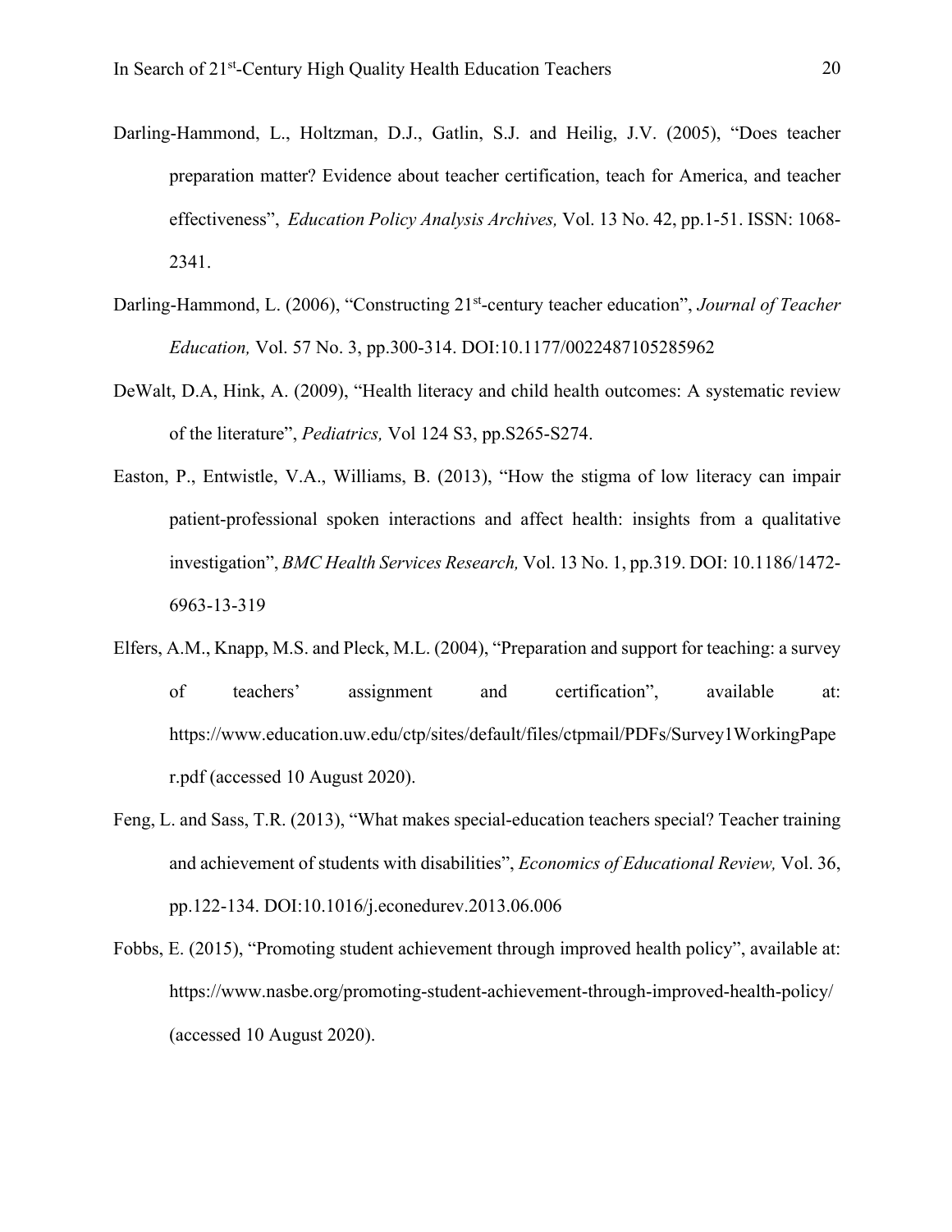Darling-Hammond, L., Holtzman, D.J., Gatlin, S.J. and Heilig, J.V. (2005), "Does teacher preparation matter? Evidence about teacher certification, teach for America, and teacher effectiveness", *Education Policy Analysis Archives,* Vol. 13 No. 42, pp.1-51. ISSN: 1068-2341.

Darling-Hammond, L. (2006), "Constructing 21st-century teacher education", *Journal of Teacher Education,* Vol. 57 No. 3, pp.300-314. DOI:10.1177/0022487105285962

DeWalt, D.A, Hink, A. (2009), "Health literacy and child health outcomes: A systematic review of the literature", *Pediatrics,* Vol 124 S3, pp.S265-S274.

Easton, P., Entwistle, V.A., Williams, B. (2013), "How the stigma of low literacy can impair patient-professional spoken interactions and affect health: insights from a qualitative investigation", *BMC Health Services Research,* Vol. 13 No. 1, pp.319. DOI: 10.1186/1472-6963-13-319

Elfers, A.M., Knapp, M.S. and Pleck, M.L. (2004), "Preparation and support for teaching: a survey of teachers' assignment and certification", available at: https://www.education.uw.edu/ctp/sites/default/files/ctpmail/PDFs/Survey1WorkingPaper.pdf (accessed 10 August 2020).

Feng, L. and Sass, T.R. (2013), "What makes special-education teachers special? Teacher training and achievement of students with disabilities", *Economics of Educational Review,* Vol. 36, pp.122-134. DOI:10.1016/j.econedurev.2013.06.006

Fobbs, E. (2015), "Promoting student achievement through improved health policy", available at: https://www.nasbe.org/promoting-student-achievement-through-improved-health-policy/ (accessed 10 August 2020).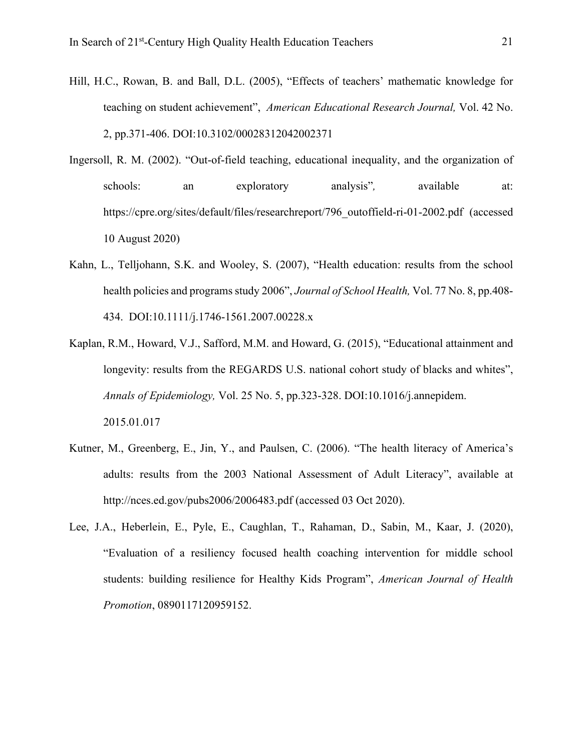Hill, H.C., Rowan, B. and Ball, D.L. (2005), "Effects of teachers' mathematic knowledge for teaching on student achievement", *American Educational Research Journal,* Vol. 42 No. 2, pp.371-406. DOI:10.3102/00028312042002371

Ingersoll, R. M. (2002). "Out-of-field teaching, educational inequality, and the organization of schools: an exploratory analysis", available at: https://cpre.org/sites/default/files/researchreport/796_outoffield-ri-01-2002.pdf (accessed 10 August 2020)

Kahn, L., Telljohann, S.K. and Wooley, S. (2007), "Health education: results from the school health policies and programs study 2006", *Journal of School Health,* Vol. 77 No. 8, pp.408-434. DOI:10.1111/j.1746-1561.2007.00228.x

Kaplan, R.M., Howard, V.J., Safford, M.M. and Howard, G. (2015), "Educational attainment and longevity: results from the REGARDS U.S. national cohort study of blacks and whites", *Annals of Epidemiology,* Vol. 25 No. 5, pp.323-328. DOI:10.1016/j.annepidem. 2015.01.017

Kutner, M., Greenberg, E., Jin, Y., and Paulsen, C. (2006). "The health literacy of America's adults: results from the 2003 National Assessment of Adult Literacy", available at http://nces.ed.gov/pubs2006/2006483.pdf (accessed 03 Oct 2020).

Lee, J.A., Heberlein, E., Pyle, E., Caughlan, T., Rahaman, D., Sabin, M., Kaar, J. (2020), "Evaluation of a resiliency focused health coaching intervention for middle school students: building resilience for Healthy Kids Program", *American Journal of Health Promotion*, 0890117120959152.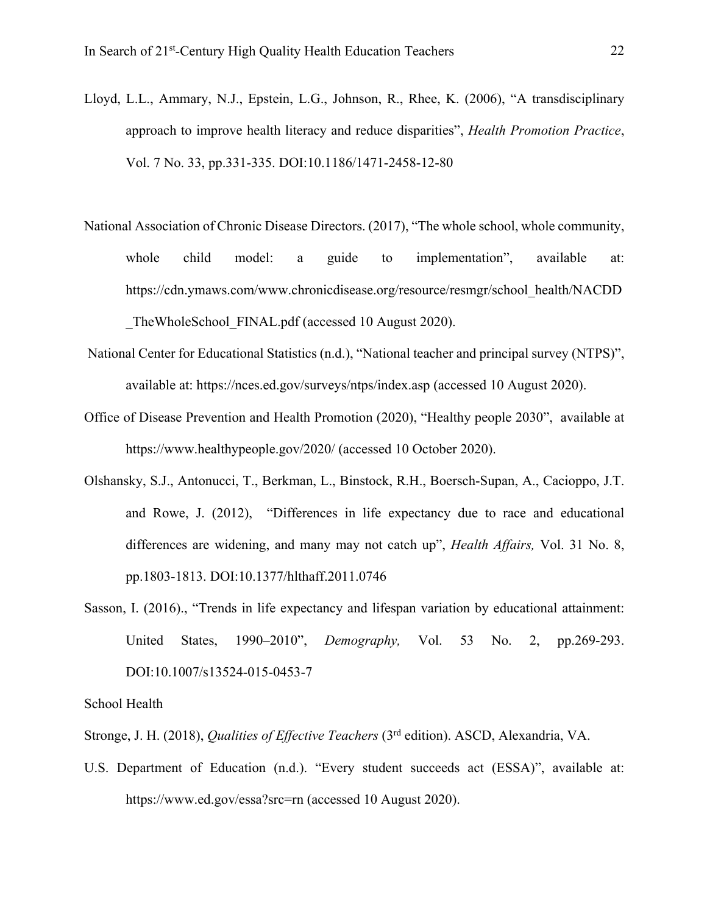Lloyd, L.L., Ammary, N.J., Epstein, L.G., Johnson, R., Rhee, K. (2006), "A transdisciplinary approach to improve health literacy and reduce disparities", *Health Promotion Practice*, Vol. 7 No. 33, pp.331-335. DOI:10.1186/1471-2458-12-80

National Association of Chronic Disease Directors. (2017), "The whole school, whole community, whole child model: a guide to implementation", available at: https://cdn.ymaws.com/www.chronicdisease.org/resource/resmgr/school_health/NACDD_TheWholeSchool_FINAL.pdf (accessed 10 August 2020).

National Center for Educational Statistics (n.d.), "National teacher and principal survey (NTPS)", available at: https://nces.ed.gov/surveys/ntps/index.asp (accessed 10 August 2020).

Office of Disease Prevention and Health Promotion (2020), "Healthy people 2030", available at https://www.healthypeople.gov/2020/ (accessed 10 October 2020).

Olshansky, S.J., Antonucci, T., Berkman, L., Binstock, R.H., Boersch-Supan, A., Cacioppo, J.T. and Rowe, J. (2012), "Differences in life expectancy due to race and educational differences are widening, and many may not catch up", *Health Affairs,* Vol. 31 No. 8, pp.1803-1813. DOI:10.1377/hlthaff.2011.0746

Sasson, I. (2016)., "Trends in life expectancy and lifespan variation by educational attainment: United States, 1990–2010", *Demography,* Vol. 53 No. 2, pp.269-293. DOI:10.1007/s13524-015-0453-7

School Health

Stronge, J. H. (2018), *Qualities of Effective Teachers* (3rd edition). ASCD, Alexandria, VA.

U.S. Department of Education (n.d.). "Every student succeeds act (ESSA)", available at: https://www.ed.gov/essa?src=rn (accessed 10 August 2020).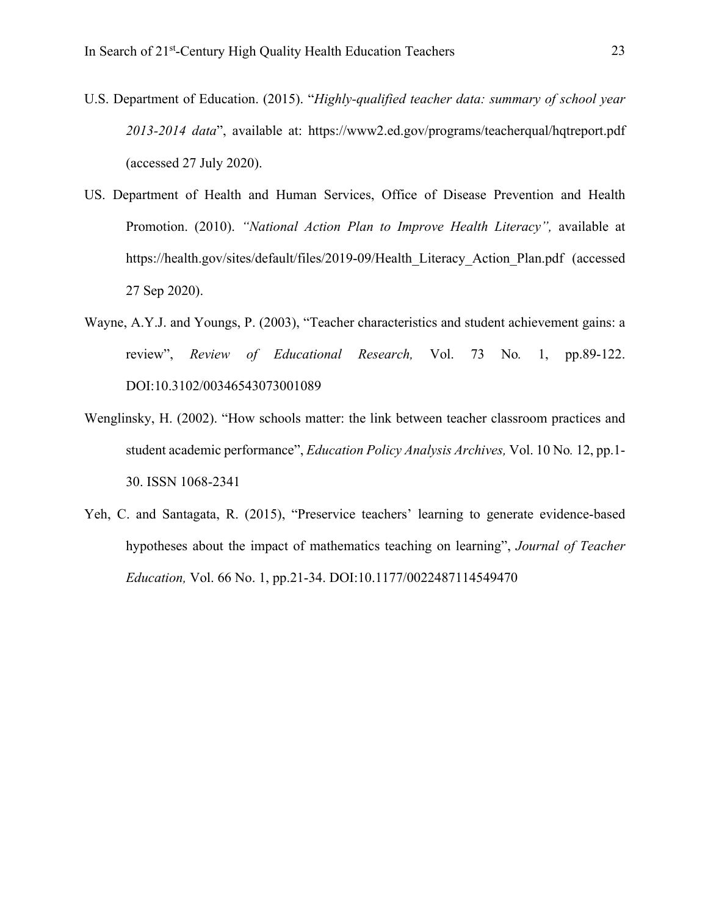U.S. Department of Education. (2015). "*Highly-qualified teacher data: summary of school year 2013-2014 data*", available at: https://www2.ed.gov/programs/teacherqual/hqtreport.pdf (accessed 27 July 2020).

US. Department of Health and Human Services, Office of Disease Prevention and Health Promotion. (2010). *"National Action Plan to Improve Health Literacy",* available at https://health.gov/sites/default/files/2019-09/Health_Literacy_Action_Plan.pdf (accessed 27 Sep 2020).

Wayne, A.Y.J. and Youngs, P. (2003), "Teacher characteristics and student achievement gains: a review", *Review of Educational Research,* Vol. 73 No. 1, pp.89-122. DOI:10.3102/00346543073001089

Wenglinsky, H. (2002). "How schools matter: the link between teacher classroom practices and student academic performance", *Education Policy Analysis Archives,* Vol. 10 No. 12, pp.1-30. ISSN 1068-2341

Yeh, C. and Santagata, R. (2015), "Preservice teachers' learning to generate evidence-based hypotheses about the impact of mathematics teaching on learning", *Journal of Teacher Education,* Vol. 66 No. 1, pp.21-34. DOI:10.1177/0022487114549470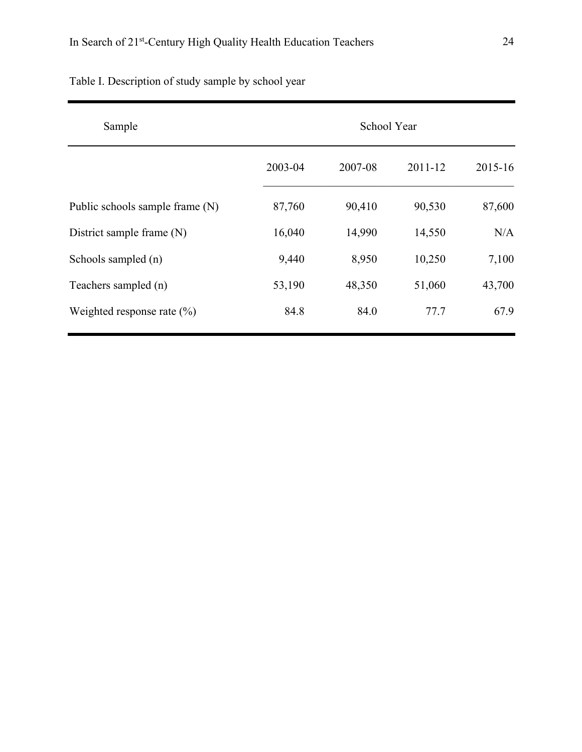Table I. Description of study sample by school year

| Sample | School Year | | | |
| --- | --- | --- | --- | --- |
| | 2003-04 | 2007-08 | 2011-12 | 2015-16 |
| Public schools sample frame (N) | 87,760 | 90,410 | 90,530 | 87,600 |
| District sample frame (N) | 16,040 | 14,990 | 14,550 | N/A |
| Schools sampled (n) | 9,440 | 8,950 | 10,250 | 7,100 |
| Teachers sampled (n) | 53,190 | 48,350 | 51,060 | 43,700 |
| Weighted response rate (%) | 84.8 | 84.0 | 77.7 | 67.9 |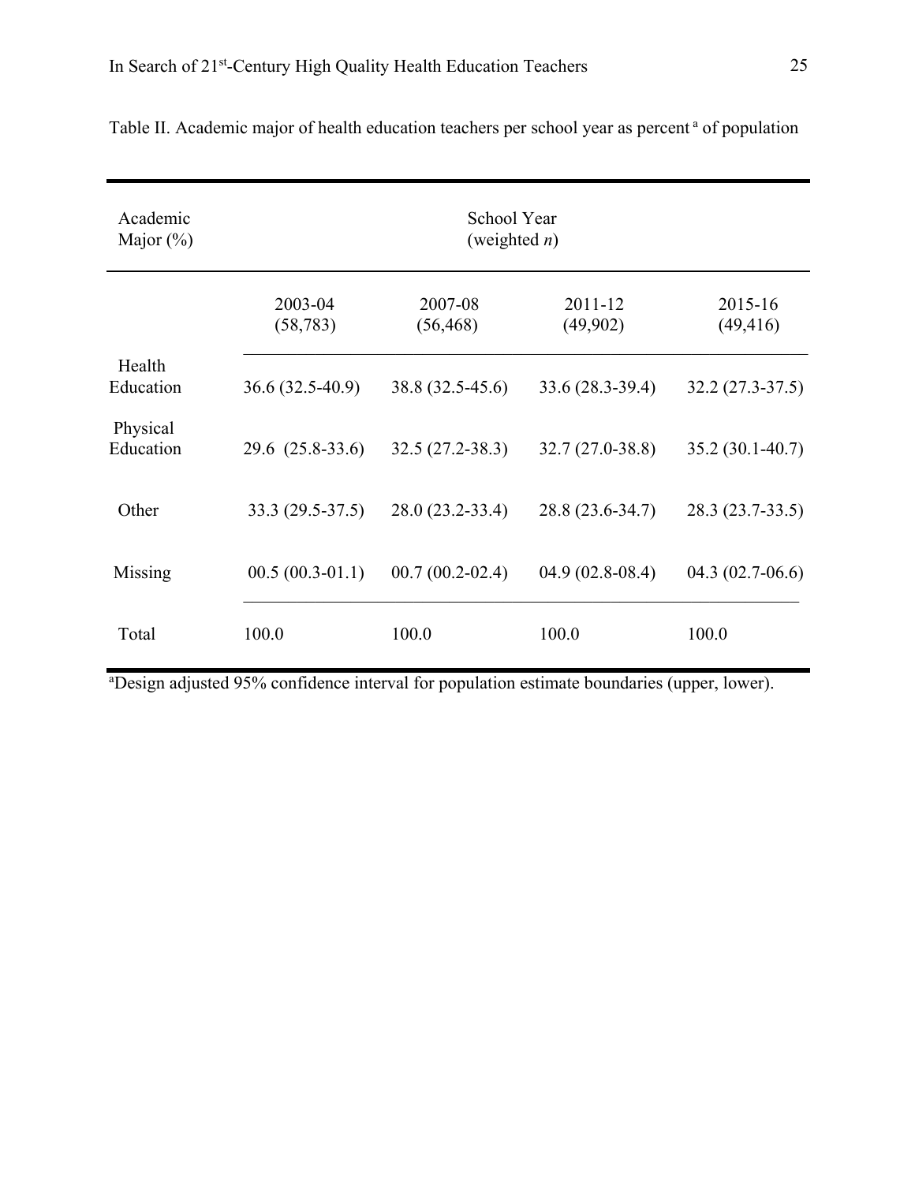Table II. Academic major of health education teachers per school year as percent [a] of population

| Academic Major (%) | School Year (weighted $n$) | | | |
|---|---|---|---|---|
| | 2003-04 (58,783) | 2007-08 (56,468) | 2011-12 (49,902) | 2015-16 (49,416) |
| Health Education | 36.6 (32.5-40.9) | 38.8 (32.5-45.6) | 33.6 (28.3-39.4) | 32.2 (27.3-37.5) |
| Physical Education | 29.6 (25.8-33.6) | 32.5 (27.2-38.3) | 32.7 (27.0-38.8) | 35.2 (30.1-40.7) |
| Other | 33.3 (29.5-37.5) | 28.0 (23.2-33.4) | 28.8 (23.6-34.7) | 28.3 (23.7-33.5) |
| Missing | 00.5 (00.3-01.1) | 00.7 (00.2-02.4) | 04.9 (02.8-08.4) | 04.3 (02.7-06.6) |
| Total | 100.0 | 100.0 | 100.0 | 100.0 |

[a]Design adjusted 95% confidence interval for population estimate boundaries (upper, lower).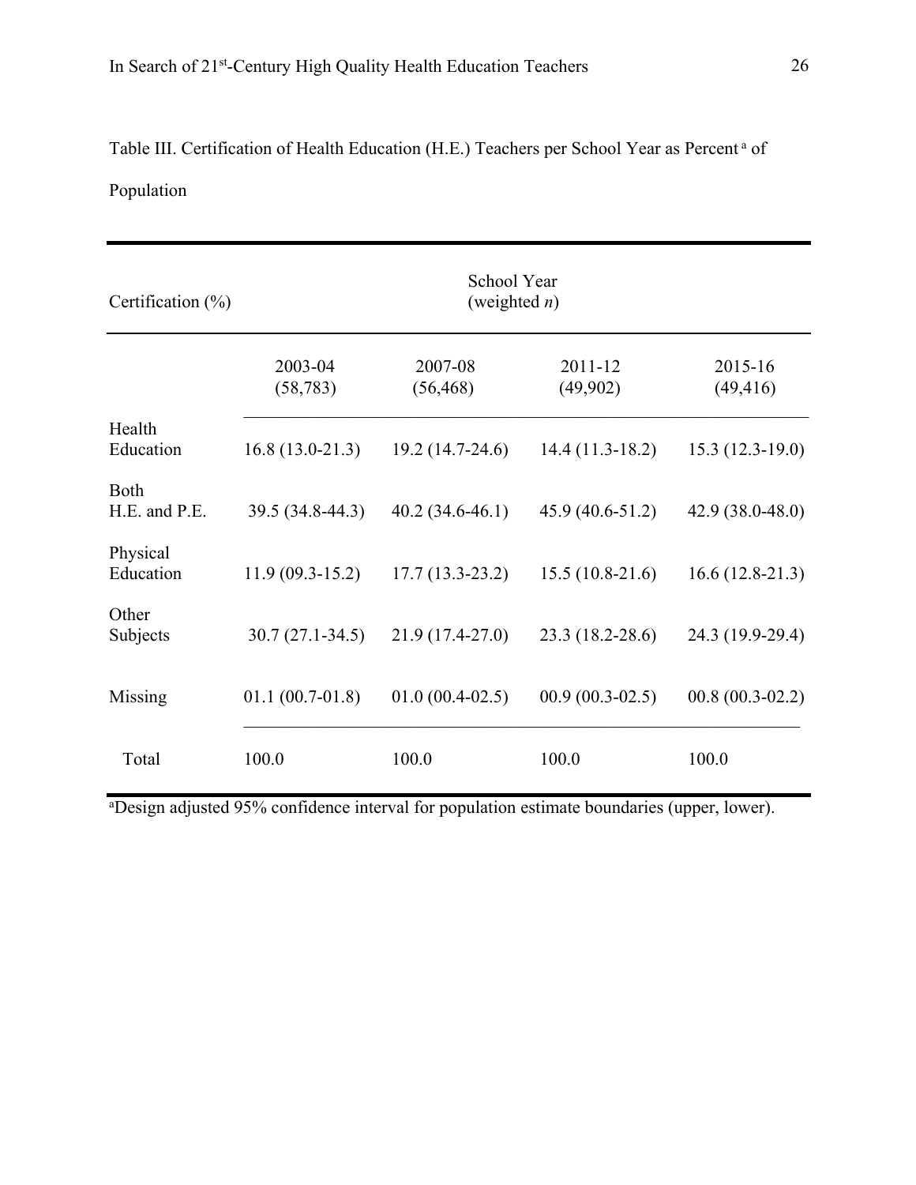Table III. Certification of Health Education (H.E.) Teachers per School Year as Percent [a] of Population

| Certification (%) | School Year (weighted *n*) | | | |
|---|---|---|---|---|
| | 2003-04 (58,783) | 2007-08 (56,468) | 2011-12 (49,902) | 2015-16 (49,416) |
| Health Education | 16.8 (13.0-21.3) | 19.2 (14.7-24.6) | 14.4 (11.3-18.2) | 15.3 (12.3-19.0) |
| Both H.E. and P.E. | 39.5 (34.8-44.3) | 40.2 (34.6-46.1) | 45.9 (40.6-51.2) | 42.9 (38.0-48.0) |
| Physical Education | 11.9 (09.3-15.2) | 17.7 (13.3-23.2) | 15.5 (10.8-21.6) | 16.6 (12.8-21.3) |
| Other Subjects | 30.7 (27.1-34.5) | 21.9 (17.4-27.0) | 23.3 (18.2-28.6) | 24.3 (19.9-29.4) |
| Missing | 01.1 (00.7-01.8) | 01.0 (00.4-02.5) | 00.9 (00.3-02.5) | 00.8 (00.3-02.2) |
| Total | 100.0 | 100.0 | 100.0 | 100.0 |

[a] Design adjusted 95% confidence interval for population estimate boundaries (upper, lower).